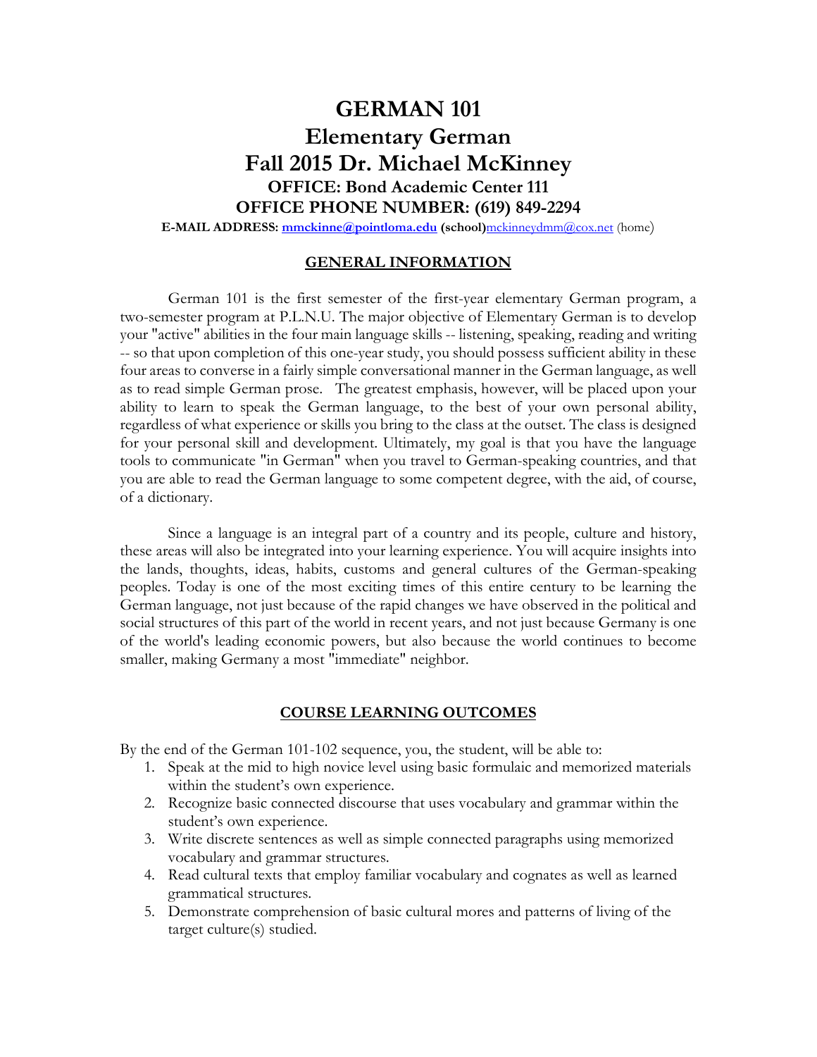# GERMAN 101
# Elementary German
# Fall 2015 Dr. Michael McKinney
### OFFICE: Bond Academic Center 111
### OFFICE PHONE NUMBER: (619) 849-2294

**E-MAIL ADDRESS: mmckinne@pointloma.edu (school)**mckinneydmm@cox.net (home)

## GENERAL INFORMATION

German 101 is the first semester of the first-year elementary German program, a two-semester program at P.L.N.U. The major objective of Elementary German is to develop your "active" abilities in the four main language skills -- listening, speaking, reading and writing -- so that upon completion of this one-year study, you should possess sufficient ability in these four areas to converse in a fairly simple conversational manner in the German language, as well as to read simple German prose. The greatest emphasis, however, will be placed upon your ability to learn to speak the German language, to the best of your own personal ability, regardless of what experience or skills you bring to the class at the outset. The class is designed for your personal skill and development. Ultimately, my goal is that you have the language tools to communicate "in German" when you travel to German-speaking countries, and that you are able to read the German language to some competent degree, with the aid, of course, of a dictionary.

Since a language is an integral part of a country and its people, culture and history, these areas will also be integrated into your learning experience. You will acquire insights into the lands, thoughts, ideas, habits, customs and general cultures of the German-speaking peoples. Today is one of the most exciting times of this entire century to be learning the German language, not just because of the rapid changes we have observed in the political and social structures of this part of the world in recent years, and not just because Germany is one of the world's leading economic powers, but also because the world continues to become smaller, making Germany a most "immediate" neighbor.

## COURSE LEARNING OUTCOMES

By the end of the German 101-102 sequence, you, the student, will be able to:

1. Speak at the mid to high novice level using basic formulaic and memorized materials within the student's own experience.
2. Recognize basic connected discourse that uses vocabulary and grammar within the student's own experience.
3. Write discrete sentences as well as simple connected paragraphs using memorized vocabulary and grammar structures.
4. Read cultural texts that employ familiar vocabulary and cognates as well as learned grammatical structures.
5. Demonstrate comprehension of basic cultural mores and patterns of living of the target culture(s) studied.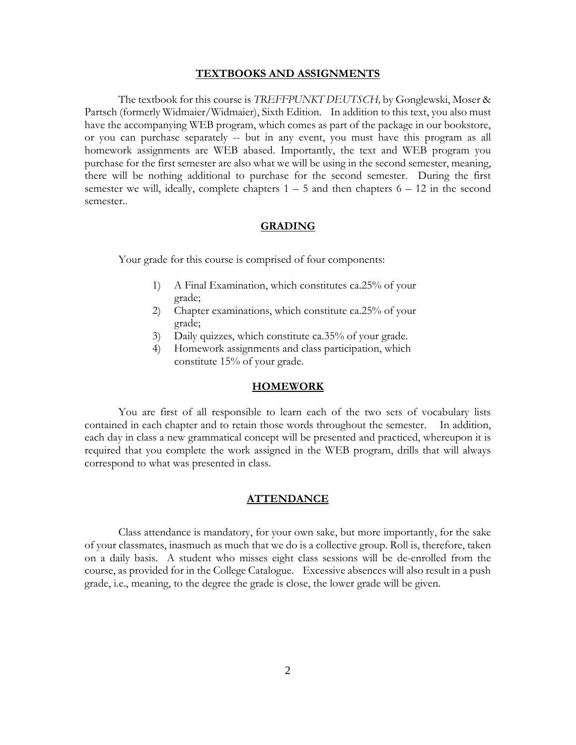## TEXTBOOKS AND ASSIGNMENTS

The textbook for this course is *TREFFPUNKT DEUTSCH,* by Gonglewski, Moser & Partsch (formerly Widmaier/Widmaier), Sixth Edition. In addition to this text, you also must have the accompanying WEB program, which comes as part of the package in our bookstore, or you can purchase separately -- but in any event, you must have this program as all homework assignments are WEB abased. Importantly, the text and WEB program you purchase for the first semester are also what we will be using in the second semester, meaning, there will be nothing additional to purchase for the second semester. During the first semester we will, ideally, complete chapters 1 – 5 and then chapters 6 – 12 in the second semester..

## GRADING

Your grade for this course is comprised of four components:

1) A Final Examination, which constitutes ca.25% of your grade;
2) Chapter examinations, which constitute ca.25% of your grade;
3) Daily quizzes, which constitute ca.35% of your grade.
4) Homework assignments and class participation, which constitute 15% of your grade.

## HOMEWORK

You are first of all responsible to learn each of the two sets of vocabulary lists contained in each chapter and to retain those words throughout the semester. In addition, each day in class a new grammatical concept will be presented and practiced, whereupon it is required that you complete the work assigned in the WEB program, drills that will always correspond to what was presented in class.

## ATTENDANCE

Class attendance is mandatory, for your own sake, but more importantly, for the sake of your classmates, inasmuch as much that we do is a collective group. Roll is, therefore, taken on a daily basis. A student who misses eight class sessions will be de-enrolled from the course, as provided for in the College Catalogue. Excessive absences will also result in a push grade, i.e., meaning, to the degree the grade is close, the lower grade will be given.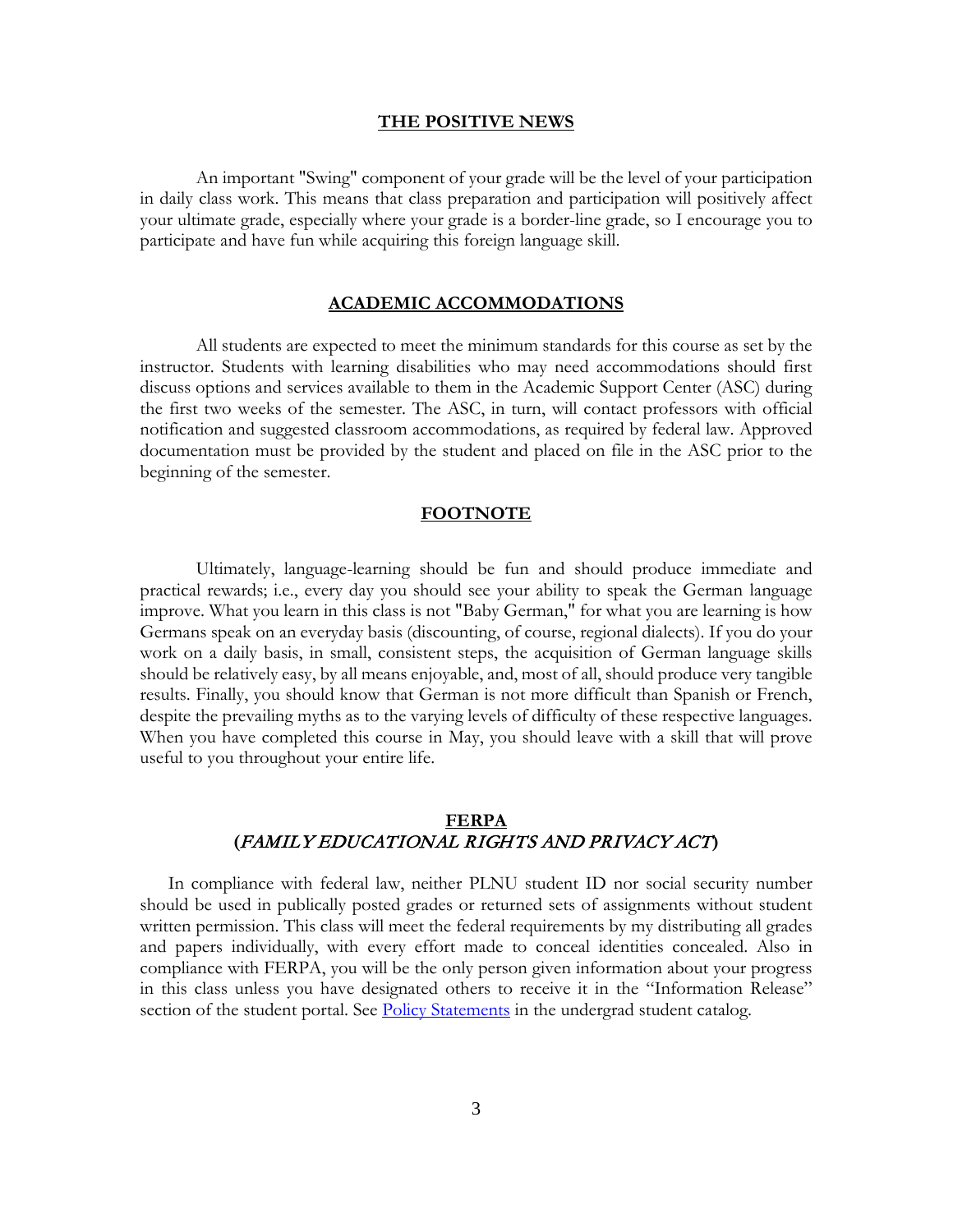## THE POSITIVE NEWS

An important "Swing" component of your grade will be the level of your participation in daily class work. This means that class preparation and participation will positively affect your ultimate grade, especially where your grade is a border-line grade, so I encourage you to participate and have fun while acquiring this foreign language skill.

## ACADEMIC ACCOMMODATIONS

All students are expected to meet the minimum standards for this course as set by the instructor. Students with learning disabilities who may need accommodations should first discuss options and services available to them in the Academic Support Center (ASC) during the first two weeks of the semester. The ASC, in turn, will contact professors with official notification and suggested classroom accommodations, as required by federal law. Approved documentation must be provided by the student and placed on file in the ASC prior to the beginning of the semester.

## FOOTNOTE

Ultimately, language-learning should be fun and should produce immediate and practical rewards; i.e., every day you should see your ability to speak the German language improve. What you learn in this class is not "Baby German," for what you are learning is how Germans speak on an everyday basis (discounting, of course, regional dialects). If you do your work on a daily basis, in small, consistent steps, the acquisition of German language skills should be relatively easy, by all means enjoyable, and, most of all, should produce very tangible results. Finally, you should know that German is not more difficult than Spanish or French, despite the prevailing myths as to the varying levels of difficulty of these respective languages. When you have completed this course in May, you should leave with a skill that will prove useful to you throughout your entire life.

## FERPA
## (*FAMILY EDUCATIONAL RIGHTS AND PRIVACY ACT*)

In compliance with federal law, neither PLNU student ID nor social security number should be used in publically posted grades or returned sets of assignments without student written permission. This class will meet the federal requirements by my distributing all grades and papers individually, with every effort made to conceal identities concealed. Also in compliance with FERPA, you will be the only person given information about your progress in this class unless you have designated others to receive it in the "Information Release" section of the student portal. See [Policy Statements] in the undergrad student catalog.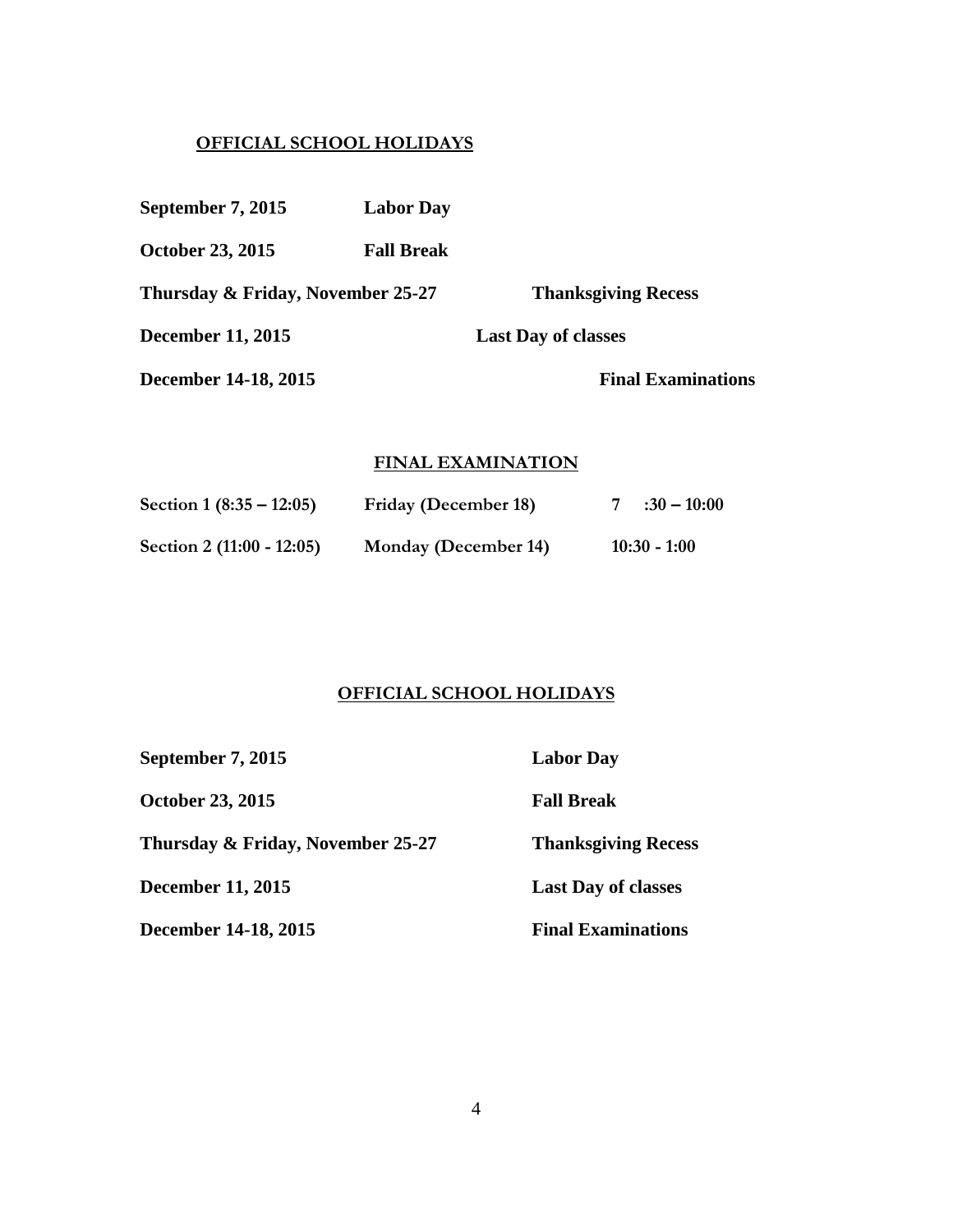## OFFICIAL SCHOOL HOLIDAYS

| | |
|---|---|
| **September 7, 2015** | **Labor Day** |
| **October 23, 2015** | **Fall Break** |
| **Thursday & Friday, November 25-27** | **Thanksgiving Recess** |
| **December 11, 2015** | **Last Day of classes** |
| **December 14-18, 2015** | **Final Examinations** |

## FINAL EXAMINATION

| | | |
|---|---|---|
| **Section 1 (8:35 – 12:05)** | **Friday (December 18)** | **7 :30 – 10:00** |
| **Section 2 (11:00 - 12:05)** | **Monday (December 14)** | **10:30 - 1:00** |

## OFFICIAL SCHOOL HOLIDAYS

| | |
|---|---|
| **September 7, 2015** | **Labor Day** |
| **October 23, 2015** | **Fall Break** |
| **Thursday & Friday, November 25-27** | **Thanksgiving Recess** |
| **December 11, 2015** | **Last Day of classes** |
| **December 14-18, 2015** | **Final Examinations** |